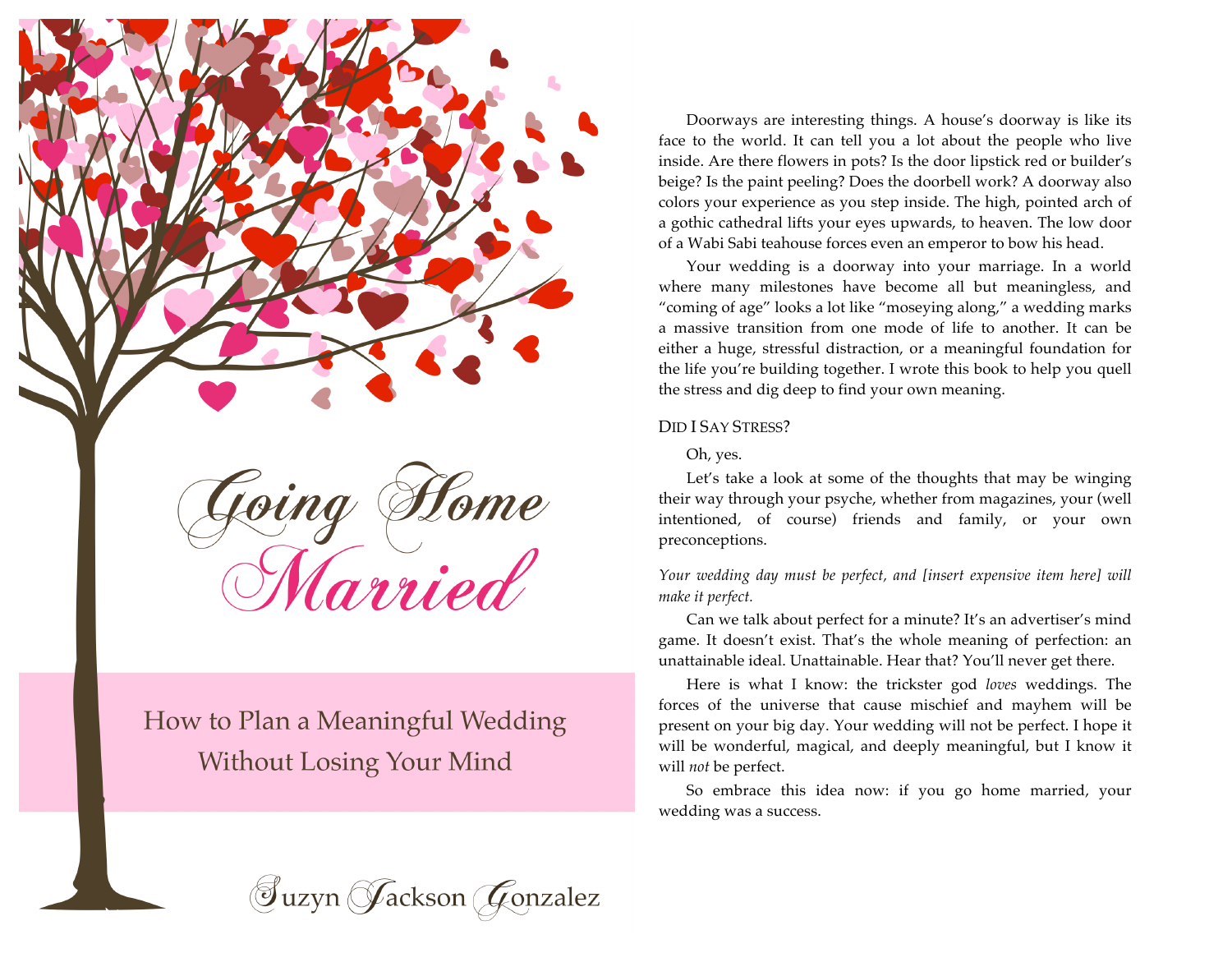# Going Home Married

## How to Plan a Meaningful Wedding Without Losing Your Mind

Suzyn Jackson Gonzalez

Doorways are interesting things. A house's doorway is like its face to the world. It can tell you a lot about the people who live inside. Are there flowers in pots? Is the door lipstick red or builder's beige? Is the paint peeling? Does the doorbell work? A doorway also colors your experience as you step inside. The high, pointed arch of a gothic cathedral lifts your eyes upwards, to heaven. The low door of a Wabi Sabi teahouse forces even an emperor to bow his head.

Your wedding is a doorway into your marriage. In a world where many milestones have become all but meaningless, and "coming of age" looks a lot like "moseying along," a wedding marks a massive transition from one mode of life to another. It can be either a huge, stressful distraction, or a meaningful foundation for the life you're building together. I wrote this book to help you quell the stress and dig deep to find your own meaning.

### Did I Say Stress?

Oh, yes.

Let's take a look at some of the thoughts that may be winging their way through your psyche, whether from magazines, your (well intentioned, of course) friends and family, or your own preconceptions.

*Your wedding day must be perfect, and [insert expensive item here] will make it perfect.*

Can we talk about perfect for a minute? It's an advertiser's mind game. It doesn't exist. That's the whole meaning of perfection: an unattainable ideal. Unattainable. Hear that? You'll never get there.

Here is what I know: the trickster god *loves* weddings. The forces of the universe that cause mischief and mayhem will be present on your big day. Your wedding will not be perfect. I hope it will be wonderful, magical, and deeply meaningful, but I know it will *not* be perfect.

So embrace this idea now: if you go home married, your wedding was a success.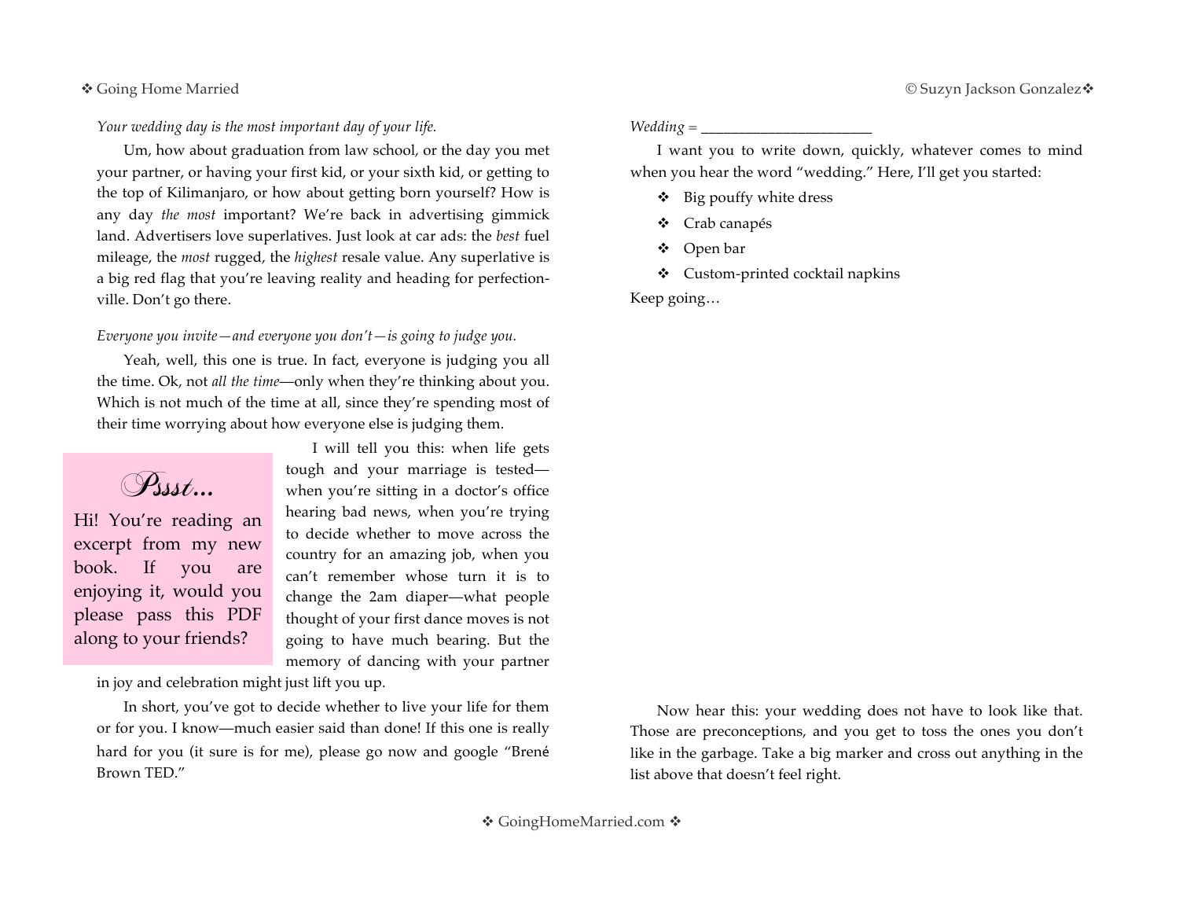*Your wedding day is the most important day of your life.*

Um, how about graduation from law school, or the day you met your partner, or having your first kid, or your sixth kid, or getting to the top of Kilimanjaro, or how about getting born yourself? How is any day *the most* important? We're back in advertising gimmick land. Advertisers love superlatives. Just look at car ads: the *best* fuel mileage, the *most* rugged, the *highest* resale value. Any superlative is a big red flag that you're leaving reality and heading for perfectionville. Don't go there.

*Everyone you invite—and everyone you don't—is going to judge you.*

Yeah, well, this one is true. In fact, everyone is judging you all the time. Ok, not *all the time*—only when they're thinking about you. Which is not much of the time at all, since they're spending most of their time worrying about how everyone else is judging them.

I will tell you this: when life gets tough and your marriage is tested—when you're sitting in a doctor's office hearing bad news, when you're trying to decide whether to move across the country for an amazing job, when you can't remember whose turn it is to change the 2am diaper—what people thought of your first dance moves is not going to have much bearing. But the memory of dancing with your partner in joy and celebration might just lift you up.

> *Pssst…*
>
> Hi! You're reading an excerpt from my new book. If you are enjoying it, would you please pass this PDF along to your friends?

In short, you've got to decide whether to live your life for them or for you. I know—much easier said than done! If this one is really hard for you (it sure is for me), please go now and google "Brené Brown TED."

*Wedding* = ______________________

I want you to write down, quickly, whatever comes to mind when you hear the word "wedding." Here, I'll get you started:

- Big pouffy white dress
- Crab canapés
- Open bar
- Custom-printed cocktail napkins

Keep going…

Now hear this: your wedding does not have to look like that. Those are preconceptions, and you get to toss the ones you don't like in the garbage. Take a big marker and cross out anything in the list above that doesn't feel right.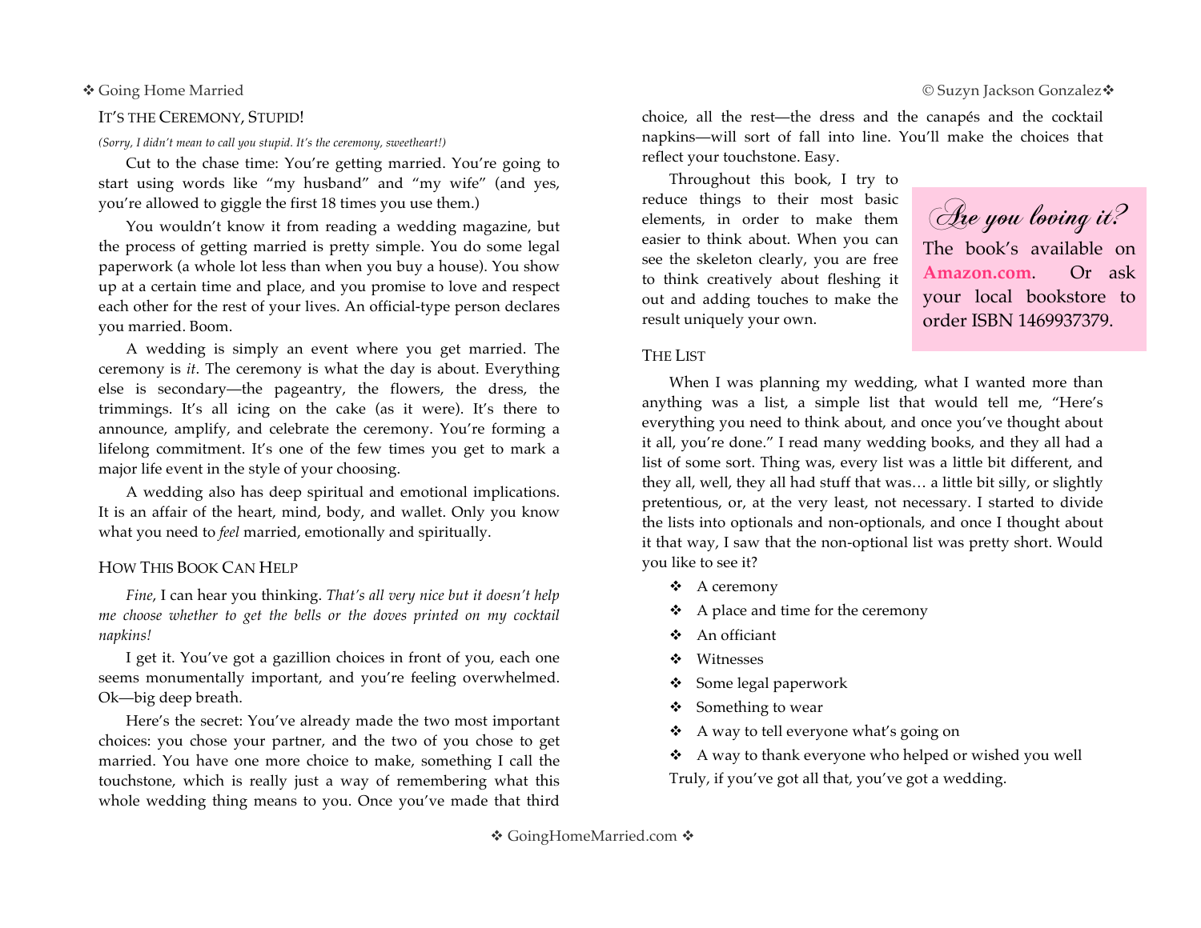## IT'S THE CEREMONY, STUPID!

*(Sorry, I didn't mean to call you stupid. It's the ceremony, sweetheart!)*

Cut to the chase time: You're getting married. You're going to start using words like "my husband" and "my wife" (and yes, you're allowed to giggle the first 18 times you use them.)

You wouldn't know it from reading a wedding magazine, but the process of getting married is pretty simple. You do some legal paperwork (a whole lot less than when you buy a house). You show up at a certain time and place, and you promise to love and respect each other for the rest of your lives. An official-type person declares you married. Boom.

A wedding is simply an event where you get married. The ceremony is *it*. The ceremony is what the day is about. Everything else is secondary—the pageantry, the flowers, the dress, the trimmings. It's all icing on the cake (as it were). It's there to announce, amplify, and celebrate the ceremony. You're forming a lifelong commitment. It's one of the few times you get to mark a major life event in the style of your choosing.

A wedding also has deep spiritual and emotional implications. It is an affair of the heart, mind, body, and wallet. Only you know what you need to *feel* married, emotionally and spiritually.

## HOW THIS BOOK CAN HELP

*Fine*, I can hear you thinking. *That's all very nice but it doesn't help me choose whether to get the bells or the doves printed on my cocktail napkins!*

I get it. You've got a gazillion choices in front of you, each one seems monumentally important, and you're feeling overwhelmed. Ok—big deep breath.

Here's the secret: You've already made the two most important choices: you chose your partner, and the two of you chose to get married. You have one more choice to make, something I call the touchstone, which is really just a way of remembering what this whole wedding thing means to you. Once you've made that third choice, all the rest—the dress and the canapés and the cocktail napkins—will sort of fall into line. You'll make the choices that reflect your touchstone. Easy.

Throughout this book, I try to reduce things to their most basic elements, in order to make them easier to think about. When you can see the skeleton clearly, you are free to think creatively about fleshing it out and adding touches to make the result uniquely your own.

> *Are you loving it?*
>
> The book's available on **Amazon.com**. Or ask your local bookstore to order ISBN 1469937379.

## THE LIST

When I was planning my wedding, what I wanted more than anything was a list, a simple list that would tell me, "Here's everything you need to think about, and once you've thought about it all, you're done." I read many wedding books, and they all had a list of some sort. Thing was, every list was a little bit different, and they all, well, they all had stuff that was… a little bit silly, or slightly pretentious, or, at the very least, not necessary. I started to divide the lists into optionals and non-optionals, and once I thought about it that way, I saw that the non-optional list was pretty short. Would you like to see it?

- A ceremony
- A place and time for the ceremony
- An officiant
- Witnesses
- Some legal paperwork
- Something to wear
- A way to tell everyone what's going on
- A way to thank everyone who helped or wished you well

Truly, if you've got all that, you've got a wedding.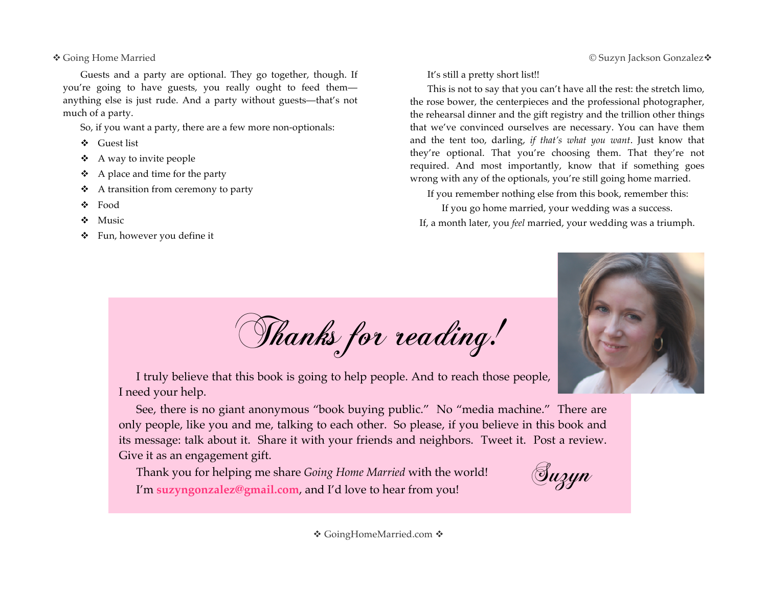Guests and a party are optional. They go together, though. If you're going to have guests, you really ought to feed them—anything else is just rude. And a party without guests—that's not much of a party.

So, if you want a party, there are a few more non-optionals:

- Guest list
- A way to invite people
- A place and time for the party
- A transition from ceremony to party
- Food
- Music
- Fun, however you define it

It's still a pretty short list!!

This is not to say that you can't have all the rest: the stretch limo, the rose bower, the centerpieces and the professional photographer, the rehearsal dinner and the gift registry and the trillion other things that we've convinced ourselves are necessary. You can have them and the tent too, darling, *if that's what you want*. Just know that they're optional. That you're choosing them. That they're not required. And most importantly, know that if something goes wrong with any of the optionals, you're still going home married.

If you remember nothing else from this book, remember this:

If you go home married, your wedding was a success.

If, a month later, you *feel* married, your wedding was a triumph.

# *Thanks for reading!*

I truly believe that this book is going to help people. And to reach those people, I need your help.

See, there is no giant anonymous "book buying public." No "media machine." There are only people, like you and me, talking to each other. So please, if you believe in this book and its message: talk about it. Share it with your friends and neighbors. Tweet it. Post a review. Give it as an engagement gift.

Thank you for helping me share *Going Home Married* with the world!

I'm **suzyngonzalez@gmail.com**, and I'd love to hear from you!

*Suzyn*